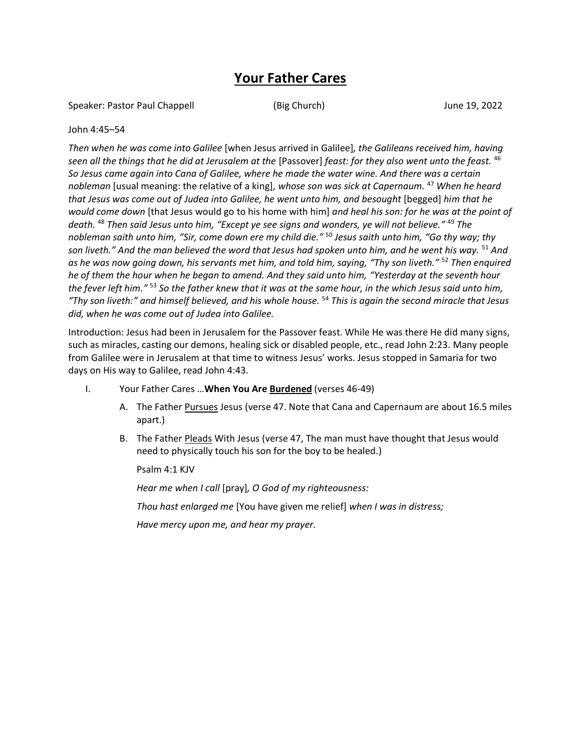# Your Father Cares

Speaker: Pastor Paul Chappell (Big Church) June 19, 2022

John 4:45–54

*Then when he was come into Galilee* [when Jesus arrived in Galilee]*, the Galileans received him, having seen all the things that he did at Jerusalem at the* [Passover] *feast: for they also went unto the feast.* [46] *So Jesus came again into Cana of Galilee, where he made the water wine. And there was a certain nobleman* [usual meaning: the relative of a king]*, whose son was sick at Capernaum.* [47] *When he heard that Jesus was come out of Judea into Galilee, he went unto him, and besought* [begged] *him that he would come down* [that Jesus would go to his home with him] *and heal his son: for he was at the point of death.* [48] *Then said Jesus unto him, "Except ye see signs and wonders, ye will not believe."* [49] *The nobleman saith unto him, "Sir, come down ere my child die."* [50] *Jesus saith unto him, "Go thy way; thy son liveth." And the man believed the word that Jesus had spoken unto him, and he went his way.* [51] *And as he was now going down, his servants met him, and told him, saying, "Thy son liveth."* [52] *Then enquired he of them the hour when he began to amend. And they said unto him, "Yesterday at the seventh hour the fever left him."* [53] *So the father knew that it was at the same hour, in the which Jesus said unto him, "Thy son liveth:" and himself believed, and his whole house.* [54] *This is again the second miracle that Jesus did, when he was come out of Judea into Galilee.*

Introduction: Jesus had been in Jerusalem for the Passover feast. While He was there He did many signs, such as miracles, casting our demons, healing sick or disabled people, etc., read John 2:23. Many people from Galilee were in Jerusalem at that time to witness Jesus' works. Jesus stopped in Samaria for two days on His way to Galilee, read John 4:43.

I. Your Father Cares …**When You Are Burdened** (verses 46-49)

   A. The Father Pursues Jesus (verse 47. Note that Cana and Capernaum are about 16.5 miles apart.)

   B. The Father Pleads With Jesus (verse 47, The man must have thought that Jesus would need to physically touch his son for the boy to be healed.)

      Psalm 4:1 KJV

      *Hear me when I call* [pray]*, O God of my righteousness:*

      *Thou hast enlarged me* [You have given me relief] *when I was in distress;*

      *Have mercy upon me, and hear my prayer.*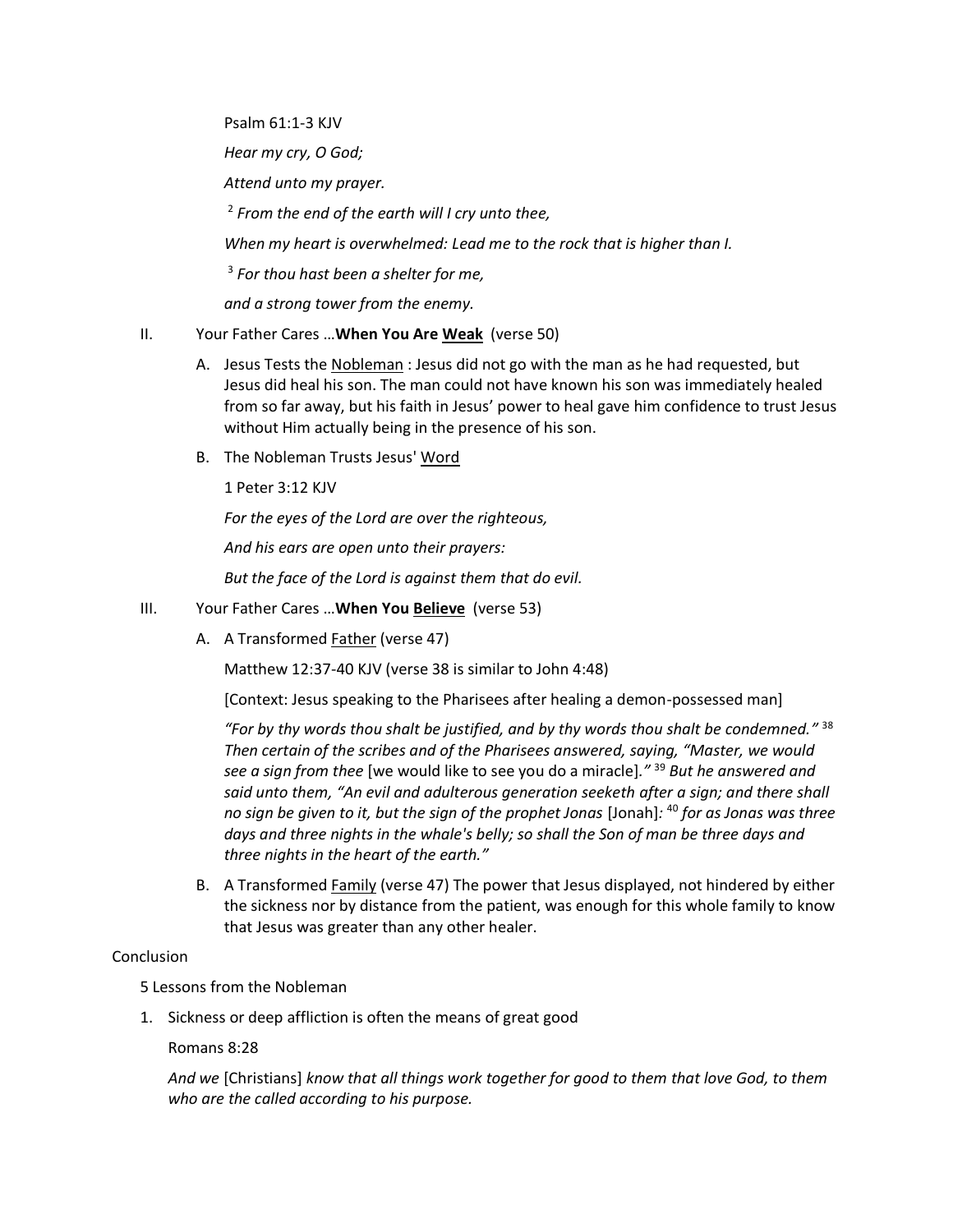Psalm 61:1-3 KJV

*Hear my cry, O God;*

*Attend unto my prayer.*

[2] *From the end of the earth will I cry unto thee,*

*When my heart is overwhelmed: Lead me to the rock that is higher than I.*

[3] *For thou hast been a shelter for me,*

*and a strong tower from the enemy.*

II. Your Father Cares …**When You Are <u>Weak</u>** (verse 50)

   A. Jesus Tests the <u>Nobleman</u> : Jesus did not go with the man as he had requested, but Jesus did heal his son. The man could not have known his son was immediately healed from so far away, but his faith in Jesus' power to heal gave him confidence to trust Jesus without Him actually being in the presence of his son.

   B. The Nobleman Trusts Jesus' <u>Word</u>

   1 Peter 3:12 KJV

   *For the eyes of the Lord are over the righteous,*

   *And his ears are open unto their prayers:*

   *But the face of the Lord is against them that do evil.*

III. Your Father Cares …**When You <u>Believe</u>** (verse 53)

   A. A Transformed <u>Father</u> (verse 47)

   Matthew 12:37-40 KJV (verse 38 is similar to John 4:48)

   [Context: Jesus speaking to the Pharisees after healing a demon-possessed man]

   *"For by thy words thou shalt be justified, and by thy words thou shalt be condemned."* [38] *Then certain of the scribes and of the Pharisees answered, saying, "Master, we would see a sign from thee* [we would like to see you do a miracle]*."* [39] *But he answered and said unto them, "An evil and adulterous generation seeketh after a sign; and there shall no sign be given to it, but the sign of the prophet Jonas* [Jonah]*:* [40] *for as Jonas was three days and three nights in the whale's belly; so shall the Son of man be three days and three nights in the heart of the earth."*

   B. A Transformed <u>Family</u> (verse 47) The power that Jesus displayed, not hindered by either the sickness nor by distance from the patient, was enough for this whole family to know that Jesus was greater than any other healer.

Conclusion

5 Lessons from the Nobleman

1. Sickness or deep affliction is often the means of great good

   Romans 8:28

   *And we* [Christians] *know that all things work together for good to them that love God, to them who are the called according to his purpose.*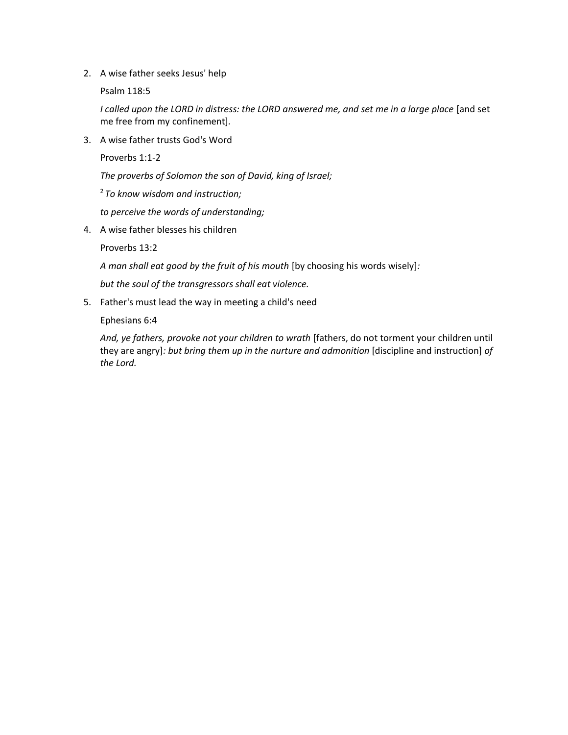2. A wise father seeks Jesus' help

   Psalm 118:5

   *I called upon the LORD in distress: the LORD answered me, and set me in a large place* [and set me free from my confinement].

3. A wise father trusts God's Word

   Proverbs 1:1-2

   *The proverbs of Solomon the son of David, king of Israel;*

   [2] *To know wisdom and instruction;*

   *to perceive the words of understanding;*

4. A wise father blesses his children

   Proverbs 13:2

   *A man shall eat good by the fruit of his mouth* [by choosing his words wisely]*:*

   *but the soul of the transgressors shall eat violence.*

5. Father's must lead the way in meeting a child's need

   Ephesians 6:4

   *And, ye fathers, provoke not your children to wrath* [fathers, do not torment your children until they are angry]*: but bring them up in the nurture and admonition* [discipline and instruction] *of the Lord.*